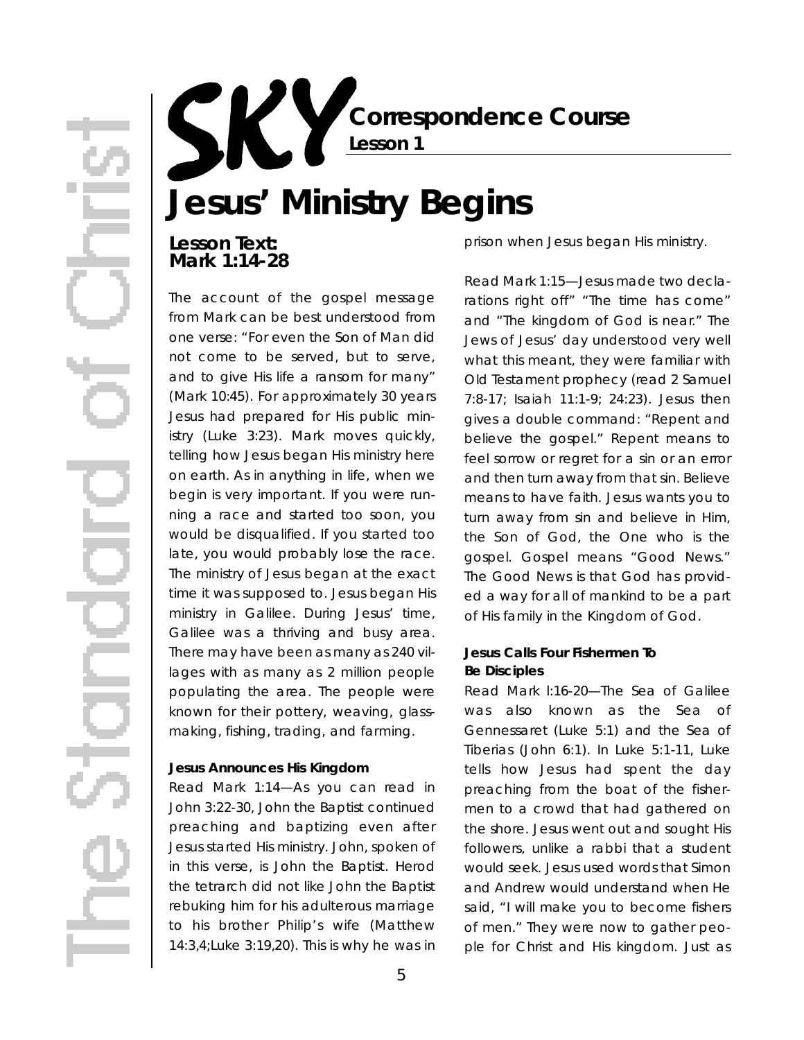# SKY Correspondence Course

**Lesson 1**

# Jesus' Ministry Begins

### Lesson Text: Mark 1:14-28

The account of the gospel message from Mark can be best understood from one verse: "For even the Son of Man did not come to be served, but to serve, and to give His life a ransom for many" (Mark 10:45). For approximately 30 years Jesus had prepared for His public ministry (Luke 3:23). Mark moves quickly, telling how Jesus began His ministry here on earth. As in anything in life, when we begin is very important. If you were running a race and started too soon, you would be disqualified. If you started too late, you would probably lose the race. The ministry of Jesus began at the exact time it was supposed to. Jesus began His ministry in Galilee. During Jesus' time, Galilee was a thriving and busy area. There may have been as many as 240 villages with as many as 2 million people populating the area. The people were known for their pottery, weaving, glassmaking, fishing, trading, and farming.

**Jesus Announces His Kingdom**

Read Mark 1:14—As you can read in John 3:22-30, John the Baptist continued preaching and baptizing even after Jesus started His ministry. John, spoken of in this verse, is John the Baptist. Herod the tetrarch did not like John the Baptist rebuking him for his adulterous marriage to his brother Philip's wife (Matthew 14:3,4;Luke 3:19,20). This is why he was in prison when Jesus began His ministry.

Read Mark 1:15—Jesus made two declarations right off" "The time has come" and "The kingdom of God is near." The Jews of Jesus' day understood very well what this meant, they were familiar with Old Testament prophecy (read 2 Samuel 7:8-17; Isaiah 11:1-9; 24:23). Jesus then gives a double command: "Repent and believe the gospel." Repent means to feel sorrow or regret for a sin or an error and then turn away from that sin. Believe means to have faith. Jesus wants you to turn away from sin and believe in Him, the Son of God, the One who is the gospel. Gospel means "Good News." The Good News is that God has provided a way for all of mankind to be a part of His family in the Kingdom of God.

**Jesus Calls Four Fishermen To Be Disciples**

Read Mark l:16-20—The Sea of Galilee was also known as the Sea of Gennessaret (Luke 5:1) and the Sea of Tiberias (John 6:1). In Luke 5:1-11, Luke tells how Jesus had spent the day preaching from the boat of the fishermen to a crowd that had gathered on the shore. Jesus went out and sought His followers, unlike a rabbi that a student would seek. Jesus used words that Simon and Andrew would understand when He said, "I will make you to become fishers of men." They were now to gather people for Christ and His kingdom. Just as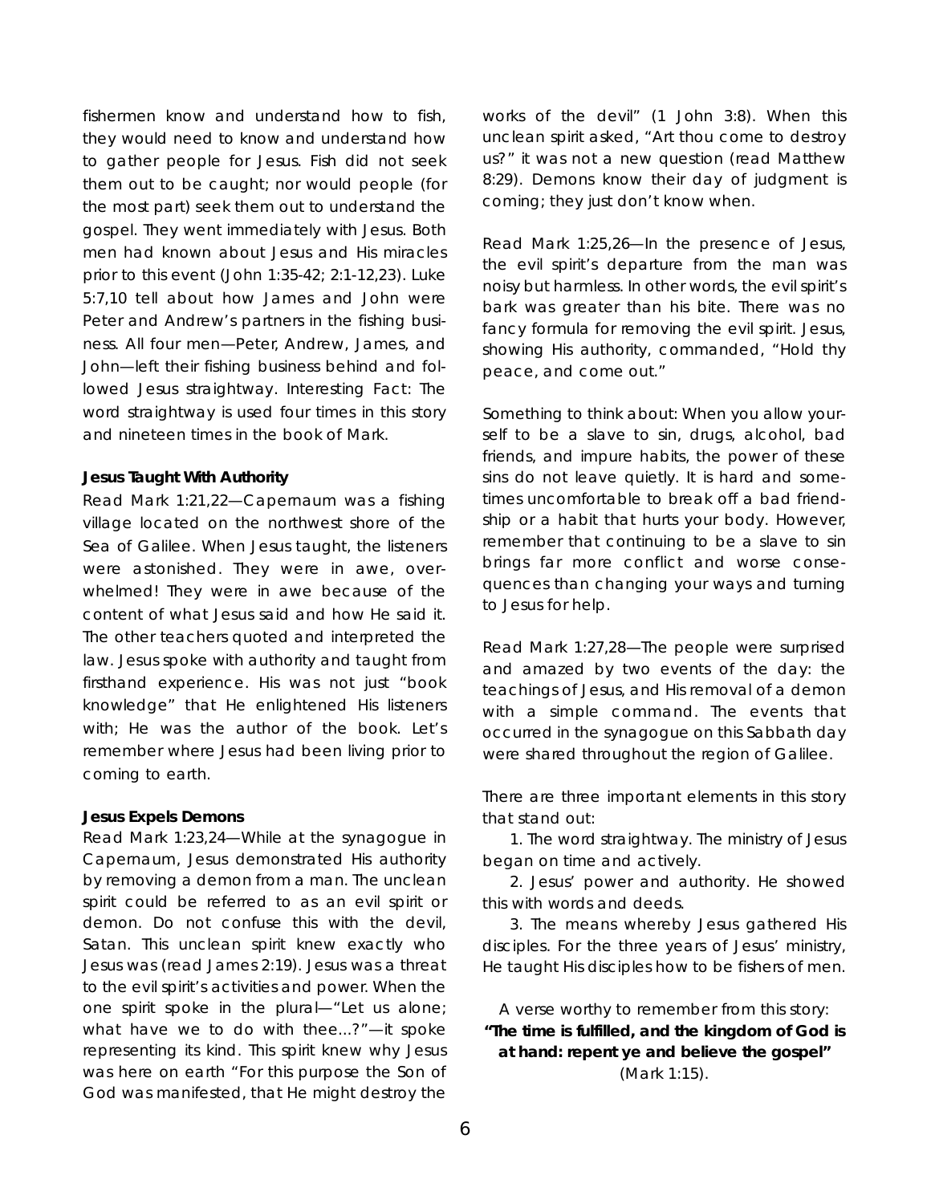fishermen know and understand how to fish, they would need to know and understand how to gather people for Jesus. Fish did not seek them out to be caught; nor would people (for the most part) seek them out to understand the gospel. They went immediately with Jesus. Both men had known about Jesus and His miracles prior to this event (John 1:35-42; 2:1-12,23). Luke 5:7,10 tell about how James and John were Peter and Andrew's partners in the fishing business. All four men—Peter, Andrew, James, and John—left their fishing business behind and followed Jesus straightway. Interesting Fact: The word straightway is used four times in this story and nineteen times in the book of Mark.

**Jesus Taught With Authority**

Read Mark 1:21,22—Capernaum was a fishing village located on the northwest shore of the Sea of Galilee. When Jesus taught, the listeners were astonished. They were in awe, overwhelmed! They were in awe because of the content of what Jesus said and how He said it. The other teachers quoted and interpreted the law. Jesus spoke with authority and taught from firsthand experience. His was not just "book knowledge" that He enlightened His listeners with; He was the author of the book. Let's remember where Jesus had been living prior to coming to earth.

**Jesus Expels Demons**

Read Mark 1:23,24—While at the synagogue in Capernaum, Jesus demonstrated His authority by removing a demon from a man. The unclean spirit could be referred to as an evil spirit or demon. Do not confuse this with the devil, Satan. This unclean spirit knew exactly who Jesus was (read James 2:19). Jesus was a threat to the evil spirit's activities and power. When the one spirit spoke in the plural—"Let us alone; what have we to do with thee...?"—it spoke representing its kind. This spirit knew why Jesus was here on earth "For this purpose the Son of God was manifested, that He might destroy the works of the devil" (1 John 3:8). When this unclean spirit asked, "Art thou come to destroy us?" it was not a new question (read Matthew 8:29). Demons know their day of judgment is coming; they just don't know when.

Read Mark 1:25,26—In the presence of Jesus, the evil spirit's departure from the man was noisy but harmless. In other words, the evil spirit's bark was greater than his bite. There was no fancy formula for removing the evil spirit. Jesus, showing His authority, commanded, "Hold thy peace, and come out."

Something to think about: When you allow yourself to be a slave to sin, drugs, alcohol, bad friends, and impure habits, the power of these sins do not leave quietly. It is hard and sometimes uncomfortable to break off a bad friendship or a habit that hurts your body. However, remember that continuing to be a slave to sin brings far more conflict and worse consequences than changing your ways and turning to Jesus for help.

Read Mark 1:27,28—The people were surprised and amazed by two events of the day: the teachings of Jesus, and His removal of a demon with a simple command. The events that occurred in the synagogue on this Sabbath day were shared throughout the region of Galilee.

There are three important elements in this story that stand out:

1. The word straightway. The ministry of Jesus began on time and actively.
2. Jesus' power and authority. He showed this with words and deeds.
3. The means whereby Jesus gathered His disciples. For the three years of Jesus' ministry, He taught His disciples how to be fishers of men.

A verse worthy to remember from this story:
**"The time is fulfilled, and the kingdom of God is at hand: repent ye and believe the gospel"** (Mark 1:15).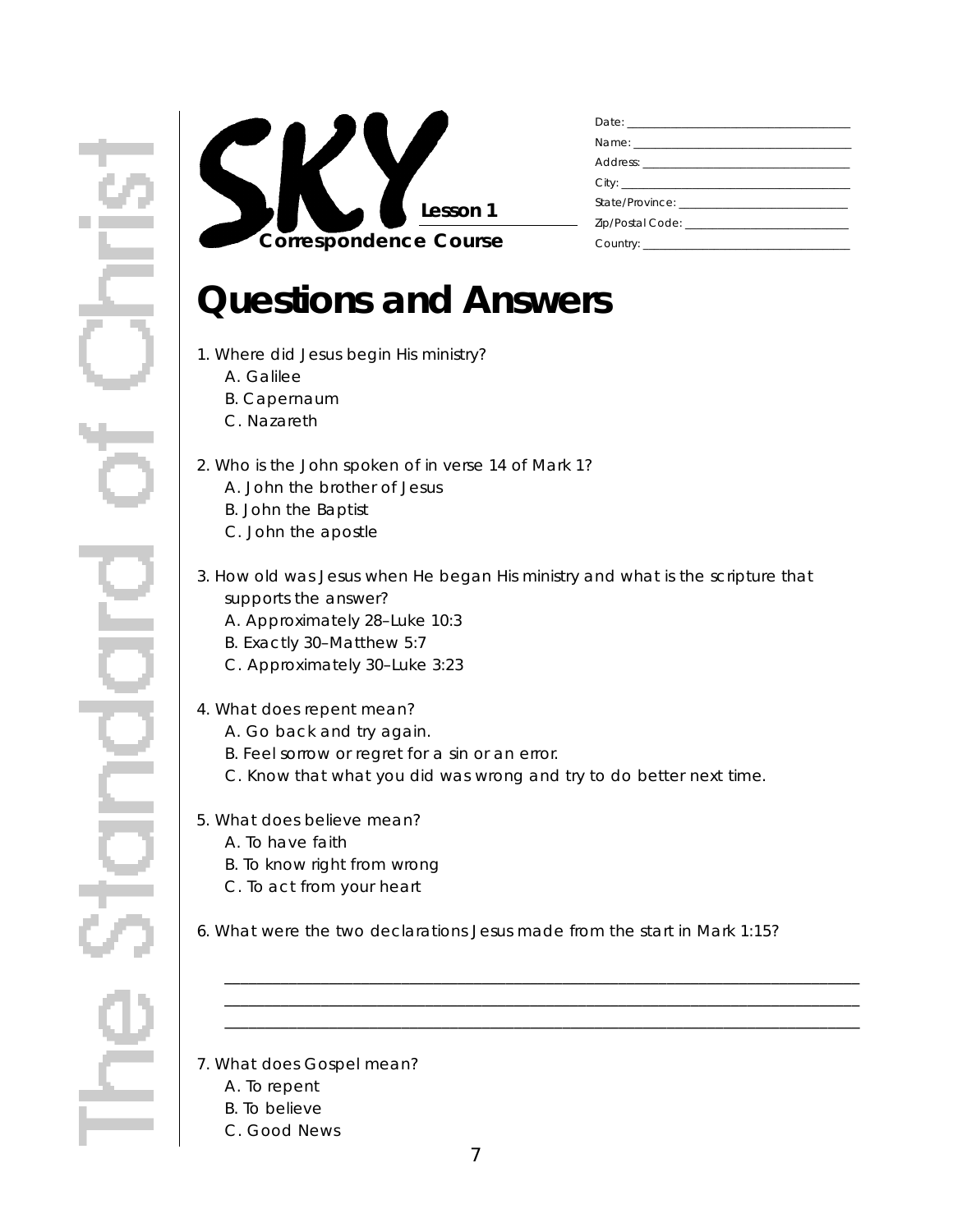SKY

Lesson 1

Correspondence Course

Date: ______________________________

Name: ______________________________

Address: ______________________________

City: ______________________________

State/Province: ______________________________

Zip/Postal Code: ______________________________

Country: ______________________________

# Questions and Answers

1. Where did Jesus begin His ministry?
   A. Galilee
   B. Capernaum
   C. Nazareth

2. Who is the John spoken of in verse 14 of Mark 1?
   A. John the brother of Jesus
   B. John the Baptist
   C. John the apostle

3. How old was Jesus when He began His ministry and what is the scripture that supports the answer?
   A. Approximately 28–Luke 10:3
   B. Exactly 30–Matthew 5:7
   C. Approximately 30–Luke 3:23

4. What does repent mean?
   A. Go back and try again.
   B. Feel sorrow or regret for a sin or an error.
   C. Know that what you did was wrong and try to do better next time.

5. What does believe mean?
   A. To have faith
   B. To know right from wrong
   C. To act from your heart

6. What were the two declarations Jesus made from the start in Mark 1:15?

______________________________________________________________________________

______________________________________________________________________________

______________________________________________________________________________

7. What does Gospel mean?
   A. To repent
   B. To believe
   C. Good News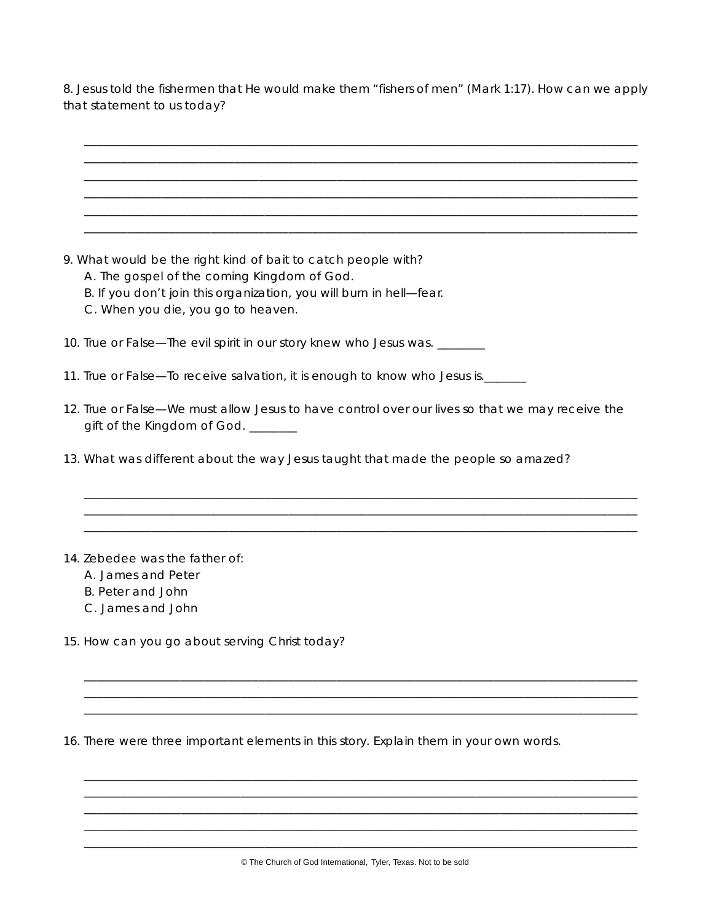8. Jesus told the fishermen that He would make them “fishers of men” (Mark 1:17). How can we apply that statement to us today?

______________________________________________________________________________
______________________________________________________________________________
______________________________________________________________________________
______________________________________________________________________________
______________________________________________________________________________
______________________________________________________________________________

9. What would be the right kind of bait to catch people with?
   A. The gospel of the coming Kingdom of God.
   B. If you don’t join this organization, you will burn in hell—fear.
   C. When you die, you go to heaven.

10. True or False—The evil spirit in our story knew who Jesus was. ________

11. True or False—To receive salvation, it is enough to know who Jesus is._______

12. True or False—We must allow Jesus to have control over our lives so that we may receive the gift of the Kingdom of God. ________

13. What was different about the way Jesus taught that made the people so amazed?

______________________________________________________________________________
______________________________________________________________________________
______________________________________________________________________________

14. Zebedee was the father of:
   A. James and Peter
   B. Peter and John
   C. James and John

15. How can you go about serving Christ today?

______________________________________________________________________________
______________________________________________________________________________
______________________________________________________________________________

16. There were three important elements in this story. Explain them in your own words.

______________________________________________________________________________
______________________________________________________________________________
______________________________________________________________________________
______________________________________________________________________________
______________________________________________________________________________

© The Church of God International, Tyler, Texas. Not to be sold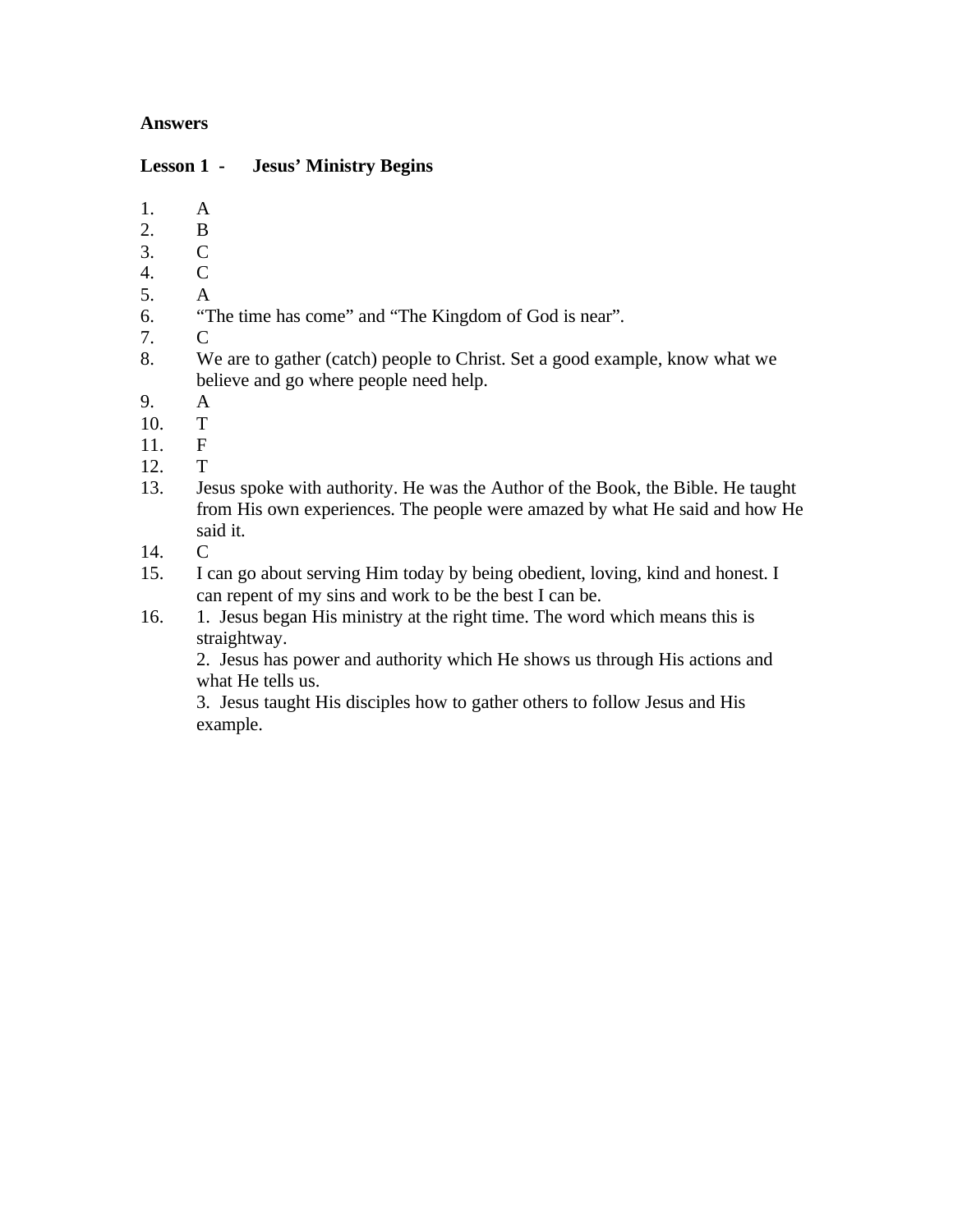**Answers**

**Lesson 1 - Jesus' Ministry Begins**

1. A
2. B
3. C
4. C
5. A
6. "The time has come" and "The Kingdom of God is near".
7. C
8. We are to gather (catch) people to Christ. Set a good example, know what we believe and go where people need help.
9. A
10. T
11. F
12. T
13. Jesus spoke with authority. He was the Author of the Book, the Bible. He taught from His own experiences. The people were amazed by what He said and how He said it.
14. C
15. I can go about serving Him today by being obedient, loving, kind and honest. I can repent of my sins and work to be the best I can be.
16. 1. Jesus began His ministry at the right time. The word which means this is straightway.
    2. Jesus has power and authority which He shows us through His actions and what He tells us.
    3. Jesus taught His disciples how to gather others to follow Jesus and His example.